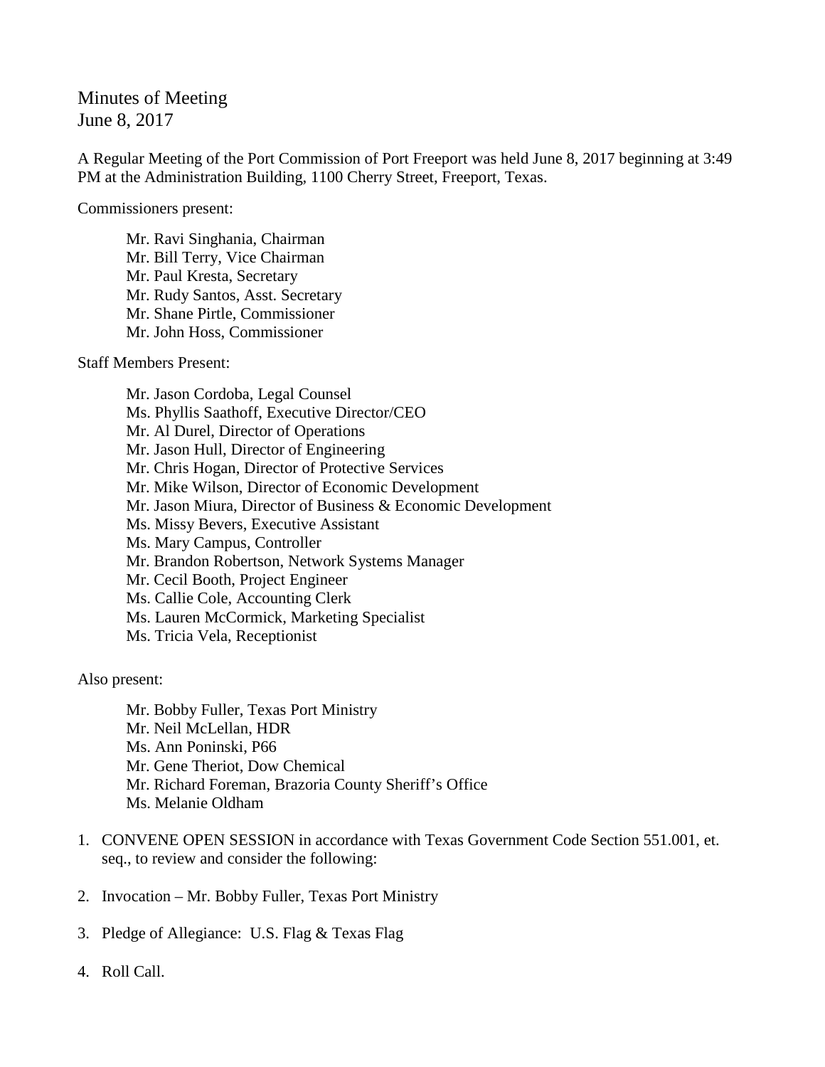# Minutes of Meeting
June 8, 2017

A Regular Meeting of the Port Commission of Port Freeport was held June 8, 2017 beginning at 3:49 PM at the Administration Building, 1100 Cherry Street, Freeport, Texas.

Commissioners present:

- Mr. Ravi Singhania, Chairman
- Mr. Bill Terry, Vice Chairman
- Mr. Paul Kresta, Secretary
- Mr. Rudy Santos, Asst. Secretary
- Mr. Shane Pirtle, Commissioner
- Mr. John Hoss, Commissioner

Staff Members Present:

- Mr. Jason Cordoba, Legal Counsel
- Ms. Phyllis Saathoff, Executive Director/CEO
- Mr. Al Durel, Director of Operations
- Mr. Jason Hull, Director of Engineering
- Mr. Chris Hogan, Director of Protective Services
- Mr. Mike Wilson, Director of Economic Development
- Mr. Jason Miura, Director of Business & Economic Development
- Ms. Missy Bevers, Executive Assistant
- Ms. Mary Campus, Controller
- Mr. Brandon Robertson, Network Systems Manager
- Mr. Cecil Booth, Project Engineer
- Ms. Callie Cole, Accounting Clerk
- Ms. Lauren McCormick, Marketing Specialist
- Ms. Tricia Vela, Receptionist

Also present:

- Mr. Bobby Fuller, Texas Port Ministry
- Mr. Neil McLellan, HDR
- Ms. Ann Poninski, P66
- Mr. Gene Theriot, Dow Chemical
- Mr. Richard Foreman, Brazoria County Sheriff's Office
- Ms. Melanie Oldham

1. CONVENE OPEN SESSION in accordance with Texas Government Code Section 551.001, et. seq., to review and consider the following:

2. Invocation – Mr. Bobby Fuller, Texas Port Ministry

3. Pledge of Allegiance: U.S. Flag & Texas Flag

4. Roll Call.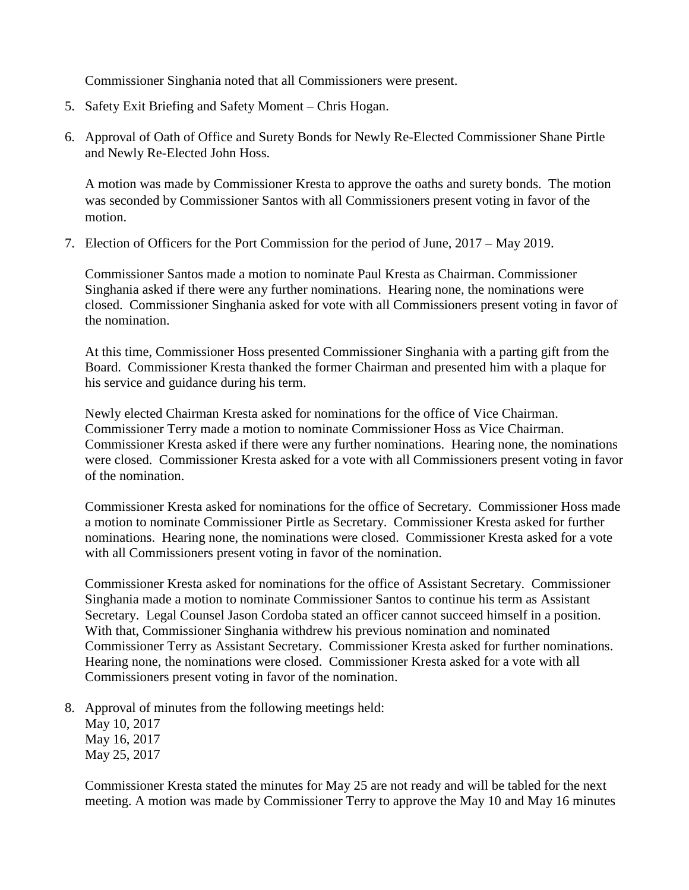Commissioner Singhania noted that all Commissioners were present.

5. Safety Exit Briefing and Safety Moment – Chris Hogan.

6. Approval of Oath of Office and Surety Bonds for Newly Re-Elected Commissioner Shane Pirtle and Newly Re-Elected John Hoss.

   A motion was made by Commissioner Kresta to approve the oaths and surety bonds. The motion was seconded by Commissioner Santos with all Commissioners present voting in favor of the motion.

7. Election of Officers for the Port Commission for the period of June, 2017 – May 2019.

   Commissioner Santos made a motion to nominate Paul Kresta as Chairman. Commissioner Singhania asked if there were any further nominations. Hearing none, the nominations were closed. Commissioner Singhania asked for vote with all Commissioners present voting in favor of the nomination.

   At this time, Commissioner Hoss presented Commissioner Singhania with a parting gift from the Board. Commissioner Kresta thanked the former Chairman and presented him with a plaque for his service and guidance during his term.

   Newly elected Chairman Kresta asked for nominations for the office of Vice Chairman. Commissioner Terry made a motion to nominate Commissioner Hoss as Vice Chairman. Commissioner Kresta asked if there were any further nominations. Hearing none, the nominations were closed. Commissioner Kresta asked for a vote with all Commissioners present voting in favor of the nomination.

   Commissioner Kresta asked for nominations for the office of Secretary. Commissioner Hoss made a motion to nominate Commissioner Pirtle as Secretary. Commissioner Kresta asked for further nominations. Hearing none, the nominations were closed. Commissioner Kresta asked for a vote with all Commissioners present voting in favor of the nomination.

   Commissioner Kresta asked for nominations for the office of Assistant Secretary. Commissioner Singhania made a motion to nominate Commissioner Santos to continue his term as Assistant Secretary. Legal Counsel Jason Cordoba stated an officer cannot succeed himself in a position. With that, Commissioner Singhania withdrew his previous nomination and nominated Commissioner Terry as Assistant Secretary. Commissioner Kresta asked for further nominations. Hearing none, the nominations were closed. Commissioner Kresta asked for a vote with all Commissioners present voting in favor of the nomination.

8. Approval of minutes from the following meetings held:
   May 10, 2017
   May 16, 2017
   May 25, 2017

   Commissioner Kresta stated the minutes for May 25 are not ready and will be tabled for the next meeting. A motion was made by Commissioner Terry to approve the May 10 and May 16 minutes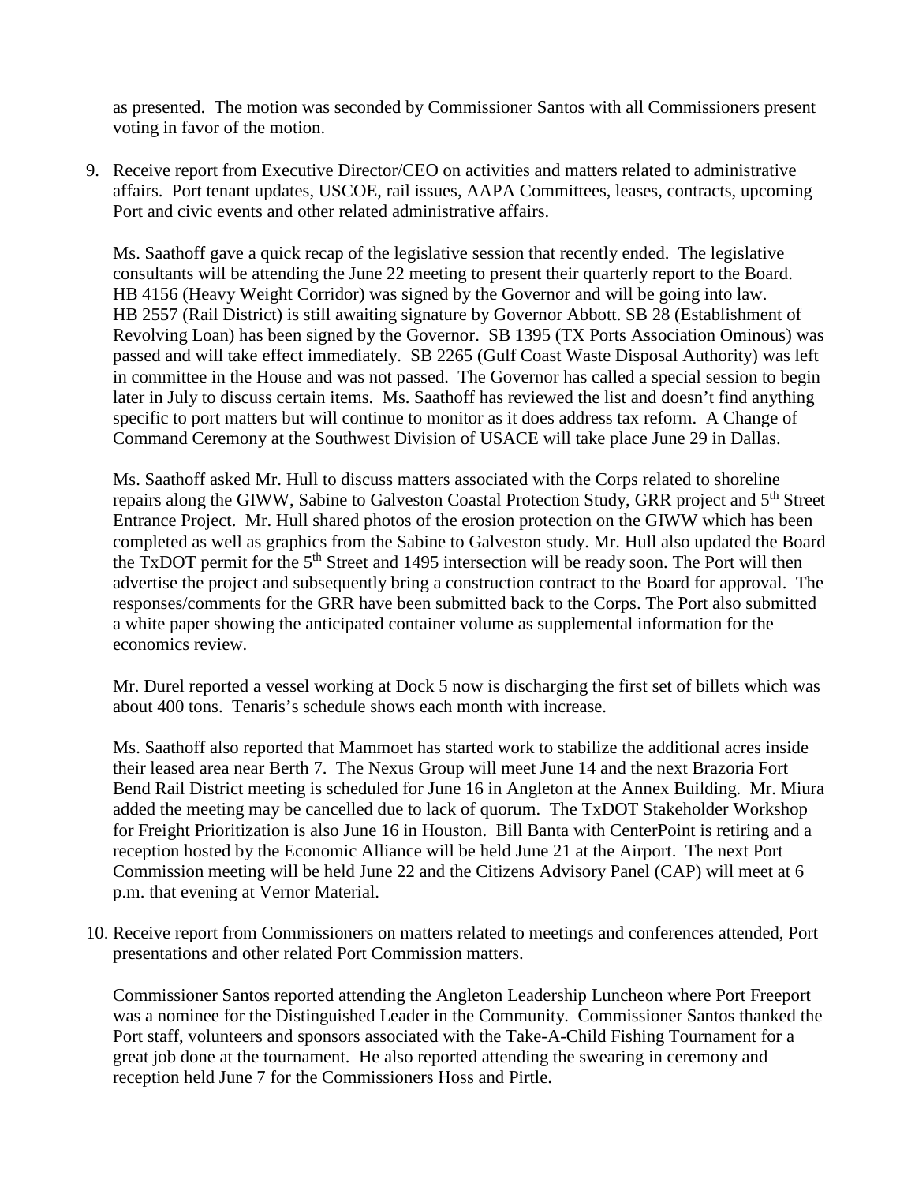as presented. The motion was seconded by Commissioner Santos with all Commissioners present voting in favor of the motion.

9. Receive report from Executive Director/CEO on activities and matters related to administrative affairs. Port tenant updates, USCOE, rail issues, AAPA Committees, leases, contracts, upcoming Port and civic events and other related administrative affairs.

   Ms. Saathoff gave a quick recap of the legislative session that recently ended. The legislative consultants will be attending the June 22 meeting to present their quarterly report to the Board. HB 4156 (Heavy Weight Corridor) was signed by the Governor and will be going into law. HB 2557 (Rail District) is still awaiting signature by Governor Abbott. SB 28 (Establishment of Revolving Loan) has been signed by the Governor. SB 1395 (TX Ports Association Ominous) was passed and will take effect immediately. SB 2265 (Gulf Coast Waste Disposal Authority) was left in committee in the House and was not passed. The Governor has called a special session to begin later in July to discuss certain items. Ms. Saathoff has reviewed the list and doesn't find anything specific to port matters but will continue to monitor as it does address tax reform. A Change of Command Ceremony at the Southwest Division of USACE will take place June 29 in Dallas.

   Ms. Saathoff asked Mr. Hull to discuss matters associated with the Corps related to shoreline repairs along the GIWW, Sabine to Galveston Coastal Protection Study, GRR project and 5th Street Entrance Project. Mr. Hull shared photos of the erosion protection on the GIWW which has been completed as well as graphics from the Sabine to Galveston study. Mr. Hull also updated the Board the TxDOT permit for the 5th Street and 1495 intersection will be ready soon. The Port will then advertise the project and subsequently bring a construction contract to the Board for approval. The responses/comments for the GRR have been submitted back to the Corps. The Port also submitted a white paper showing the anticipated container volume as supplemental information for the economics review.

   Mr. Durel reported a vessel working at Dock 5 now is discharging the first set of billets which was about 400 tons. Tenaris's schedule shows each month with increase.

   Ms. Saathoff also reported that Mammoet has started work to stabilize the additional acres inside their leased area near Berth 7. The Nexus Group will meet June 14 and the next Brazoria Fort Bend Rail District meeting is scheduled for June 16 in Angleton at the Annex Building. Mr. Miura added the meeting may be cancelled due to lack of quorum. The TxDOT Stakeholder Workshop for Freight Prioritization is also June 16 in Houston. Bill Banta with CenterPoint is retiring and a reception hosted by the Economic Alliance will be held June 21 at the Airport. The next Port Commission meeting will be held June 22 and the Citizens Advisory Panel (CAP) will meet at 6 p.m. that evening at Vernor Material.

10. Receive report from Commissioners on matters related to meetings and conferences attended, Port presentations and other related Port Commission matters.

    Commissioner Santos reported attending the Angleton Leadership Luncheon where Port Freeport was a nominee for the Distinguished Leader in the Community. Commissioner Santos thanked the Port staff, volunteers and sponsors associated with the Take-A-Child Fishing Tournament for a great job done at the tournament. He also reported attending the swearing in ceremony and reception held June 7 for the Commissioners Hoss and Pirtle.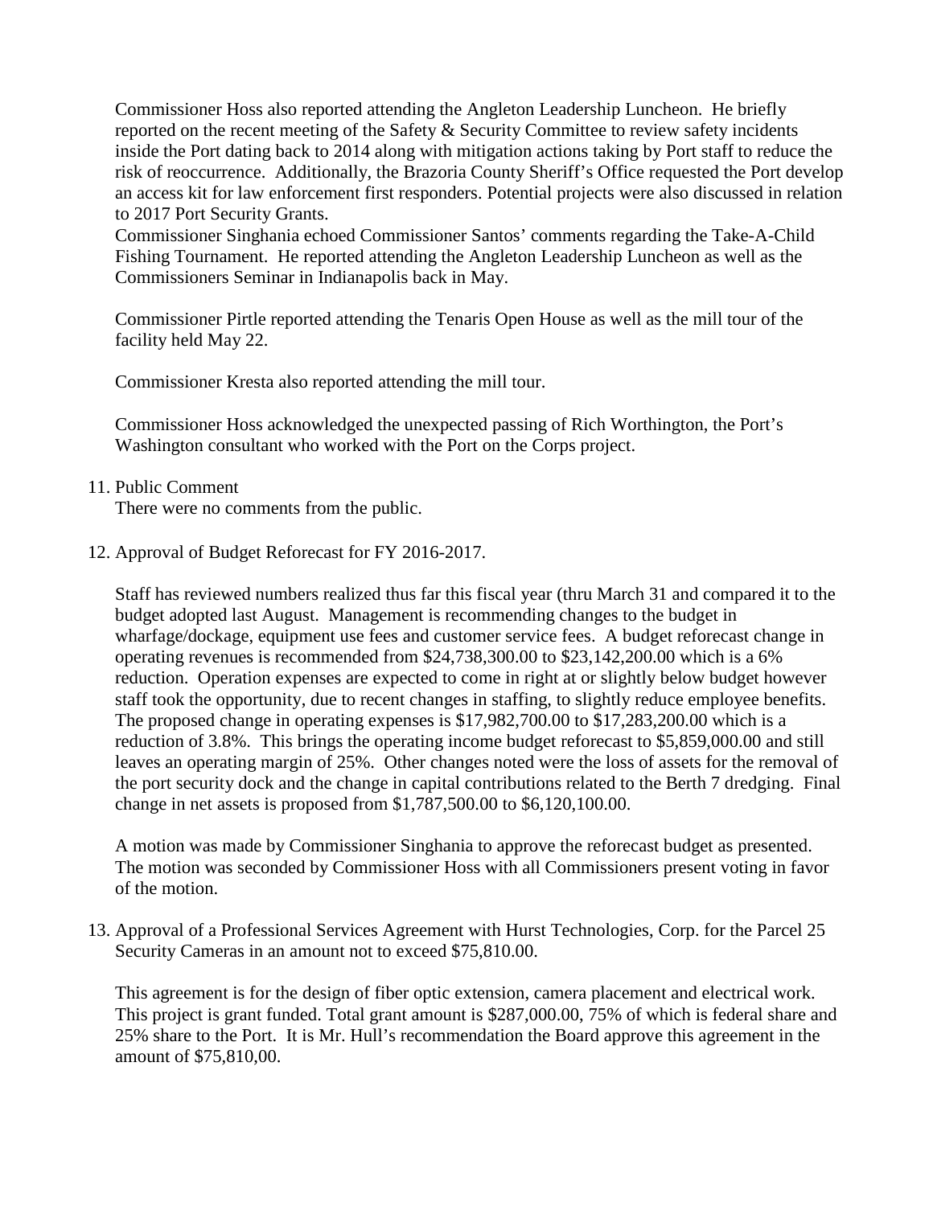Commissioner Hoss also reported attending the Angleton Leadership Luncheon. He briefly reported on the recent meeting of the Safety & Security Committee to review safety incidents inside the Port dating back to 2014 along with mitigation actions taking by Port staff to reduce the risk of reoccurrence. Additionally, the Brazoria County Sheriff's Office requested the Port develop an access kit for law enforcement first responders. Potential projects were also discussed in relation to 2017 Port Security Grants.
Commissioner Singhania echoed Commissioner Santos' comments regarding the Take-A-Child Fishing Tournament. He reported attending the Angleton Leadership Luncheon as well as the Commissioners Seminar in Indianapolis back in May.

Commissioner Pirtle reported attending the Tenaris Open House as well as the mill tour of the facility held May 22.

Commissioner Kresta also reported attending the mill tour.

Commissioner Hoss acknowledged the unexpected passing of Rich Worthington, the Port's Washington consultant who worked with the Port on the Corps project.

11. Public Comment
    There were no comments from the public.

12. Approval of Budget Reforecast for FY 2016-2017.

    Staff has reviewed numbers realized thus far this fiscal year (thru March 31 and compared it to the budget adopted last August. Management is recommending changes to the budget in wharfage/dockage, equipment use fees and customer service fees. A budget reforecast change in operating revenues is recommended from $24,738,300.00 to $23,142,200.00 which is a 6% reduction. Operation expenses are expected to come in right at or slightly below budget however staff took the opportunity, due to recent changes in staffing, to slightly reduce employee benefits. The proposed change in operating expenses is $17,982,700.00 to $17,283,200.00 which is a reduction of 3.8%. This brings the operating income budget reforecast to $5,859,000.00 and still leaves an operating margin of 25%. Other changes noted were the loss of assets for the removal of the port security dock and the change in capital contributions related to the Berth 7 dredging. Final change in net assets is proposed from $1,787,500.00 to $6,120,100.00.

    A motion was made by Commissioner Singhania to approve the reforecast budget as presented. The motion was seconded by Commissioner Hoss with all Commissioners present voting in favor of the motion.

13. Approval of a Professional Services Agreement with Hurst Technologies, Corp. for the Parcel 25 Security Cameras in an amount not to exceed $75,810.00.

    This agreement is for the design of fiber optic extension, camera placement and electrical work. This project is grant funded. Total grant amount is $287,000.00, 75% of which is federal share and 25% share to the Port. It is Mr. Hull's recommendation the Board approve this agreement in the amount of $75,810,00.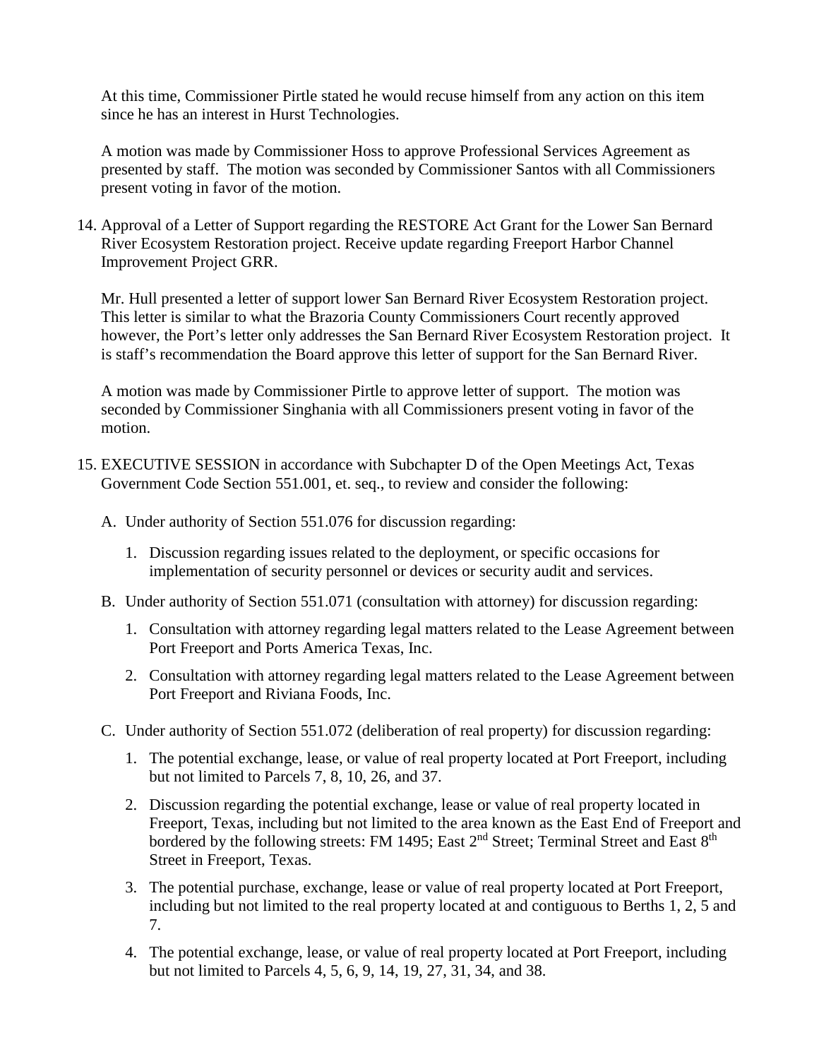At this time, Commissioner Pirtle stated he would recuse himself from any action on this item since he has an interest in Hurst Technologies.

A motion was made by Commissioner Hoss to approve Professional Services Agreement as presented by staff. The motion was seconded by Commissioner Santos with all Commissioners present voting in favor of the motion.

14. Approval of a Letter of Support regarding the RESTORE Act Grant for the Lower San Bernard River Ecosystem Restoration project. Receive update regarding Freeport Harbor Channel Improvement Project GRR.

    Mr. Hull presented a letter of support lower San Bernard River Ecosystem Restoration project. This letter is similar to what the Brazoria County Commissioners Court recently approved however, the Port's letter only addresses the San Bernard River Ecosystem Restoration project. It is staff's recommendation the Board approve this letter of support for the San Bernard River.

    A motion was made by Commissioner Pirtle to approve letter of support. The motion was seconded by Commissioner Singhania with all Commissioners present voting in favor of the motion.

15. EXECUTIVE SESSION in accordance with Subchapter D of the Open Meetings Act, Texas Government Code Section 551.001, et. seq., to review and consider the following:

    A. Under authority of Section 551.076 for discussion regarding:

        1. Discussion regarding issues related to the deployment, or specific occasions for implementation of security personnel or devices or security audit and services.

    B. Under authority of Section 551.071 (consultation with attorney) for discussion regarding:

        1. Consultation with attorney regarding legal matters related to the Lease Agreement between Port Freeport and Ports America Texas, Inc.

        2. Consultation with attorney regarding legal matters related to the Lease Agreement between Port Freeport and Riviana Foods, Inc.

    C. Under authority of Section 551.072 (deliberation of real property) for discussion regarding:

        1. The potential exchange, lease, or value of real property located at Port Freeport, including but not limited to Parcels 7, 8, 10, 26, and 37.

        2. Discussion regarding the potential exchange, lease or value of real property located in Freeport, Texas, including but not limited to the area known as the East End of Freeport and bordered by the following streets: FM 1495; East 2nd Street; Terminal Street and East 8th Street in Freeport, Texas.

        3. The potential purchase, exchange, lease or value of real property located at Port Freeport, including but not limited to the real property located at and contiguous to Berths 1, 2, 5 and 7.

        4. The potential exchange, lease, or value of real property located at Port Freeport, including but not limited to Parcels 4, 5, 6, 9, 14, 19, 27, 31, 34, and 38.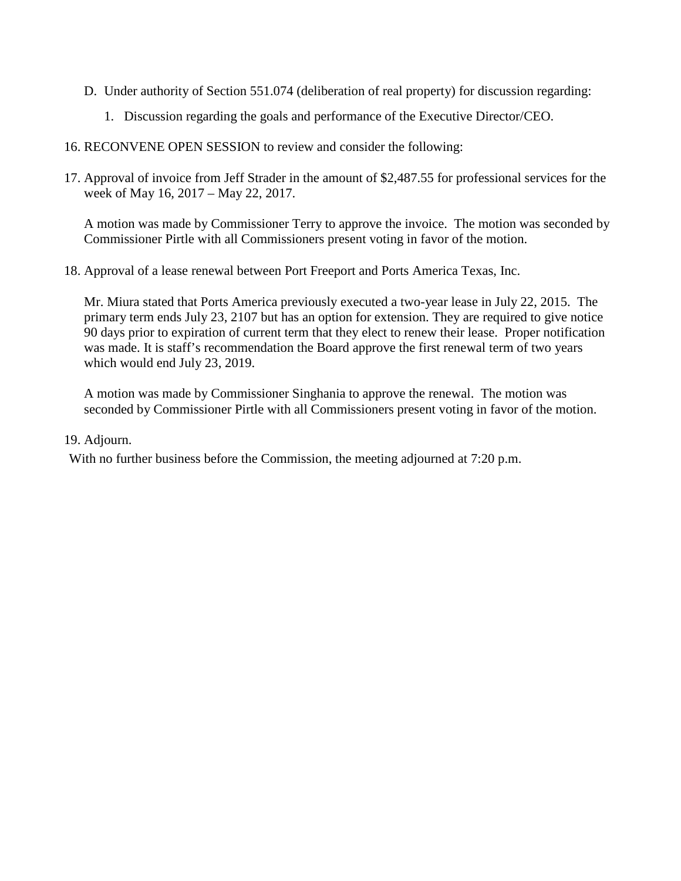D. Under authority of Section 551.074 (deliberation of real property) for discussion regarding:

   1. Discussion regarding the goals and performance of the Executive Director/CEO.

16. RECONVENE OPEN SESSION to review and consider the following:

17. Approval of invoice from Jeff Strader in the amount of $2,487.55 for professional services for the week of May 16, 2017 – May 22, 2017.

    A motion was made by Commissioner Terry to approve the invoice. The motion was seconded by Commissioner Pirtle with all Commissioners present voting in favor of the motion.

18. Approval of a lease renewal between Port Freeport and Ports America Texas, Inc.

    Mr. Miura stated that Ports America previously executed a two-year lease in July 22, 2015. The primary term ends July 23, 2107 but has an option for extension. They are required to give notice 90 days prior to expiration of current term that they elect to renew their lease. Proper notification was made. It is staff's recommendation the Board approve the first renewal term of two years which would end July 23, 2019.

    A motion was made by Commissioner Singhania to approve the renewal. The motion was seconded by Commissioner Pirtle with all Commissioners present voting in favor of the motion.

19. Adjourn.

With no further business before the Commission, the meeting adjourned at 7:20 p.m.